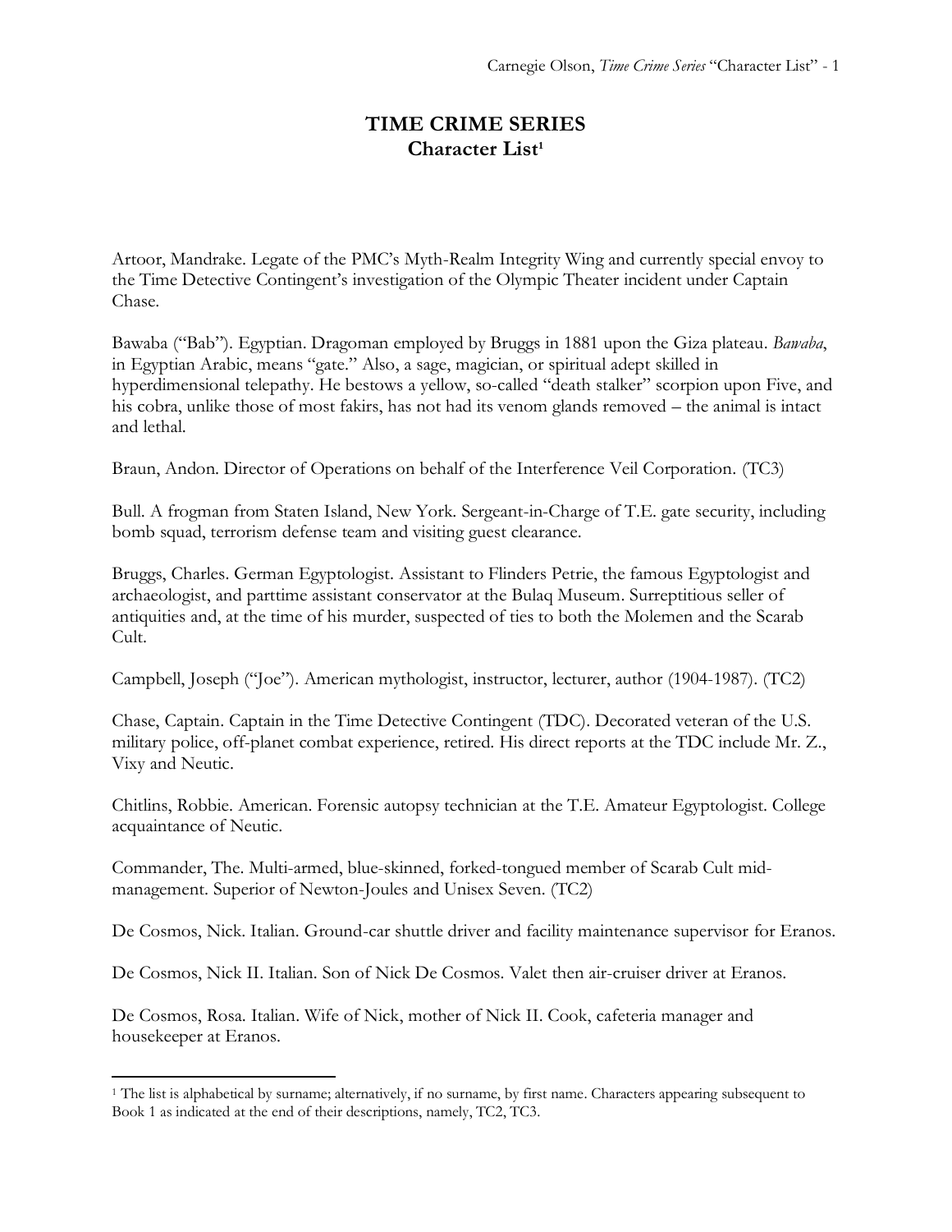# TIME CRIME SERIES
## Character List[1]

Artoor, Mandrake. Legate of the PMC's Myth-Realm Integrity Wing and currently special envoy to the Time Detective Contingent's investigation of the Olympic Theater incident under Captain Chase.

Bawaba ("Bab"). Egyptian. Dragoman employed by Bruggs in 1881 upon the Giza plateau. *Bawaba*, in Egyptian Arabic, means "gate." Also, a sage, magician, or spiritual adept skilled in hyperdimensional telepathy. He bestows a yellow, so-called "death stalker" scorpion upon Five, and his cobra, unlike those of most fakirs, has not had its venom glands removed – the animal is intact and lethal.

Braun, Andon. Director of Operations on behalf of the Interference Veil Corporation. (TC3)

Bull. A frogman from Staten Island, New York. Sergeant-in-Charge of T.E. gate security, including bomb squad, terrorism defense team and visiting guest clearance.

Bruggs, Charles. German Egyptologist. Assistant to Flinders Petrie, the famous Egyptologist and archaeologist, and parttime assistant conservator at the Bulaq Museum. Surreptitious seller of antiquities and, at the time of his murder, suspected of ties to both the Molemen and the Scarab Cult.

Campbell, Joseph ("Joe"). American mythologist, instructor, lecturer, author (1904-1987). (TC2)

Chase, Captain. Captain in the Time Detective Contingent (TDC). Decorated veteran of the U.S. military police, off-planet combat experience, retired. His direct reports at the TDC include Mr. Z., Vixy and Neutic.

Chitlins, Robbie. American. Forensic autopsy technician at the T.E. Amateur Egyptologist. College acquaintance of Neutic.

Commander, The. Multi-armed, blue-skinned, forked-tongued member of Scarab Cult mid-management. Superior of Newton-Joules and Unisex Seven. (TC2)

De Cosmos, Nick. Italian. Ground-car shuttle driver and facility maintenance supervisor for Eranos.

De Cosmos, Nick II. Italian. Son of Nick De Cosmos. Valet then air-cruiser driver at Eranos.

De Cosmos, Rosa. Italian. Wife of Nick, mother of Nick II. Cook, cafeteria manager and housekeeper at Eranos.

---

[1] The list is alphabetical by surname; alternatively, if no surname, by first name. Characters appearing subsequent to Book 1 as indicated at the end of their descriptions, namely, TC2, TC3.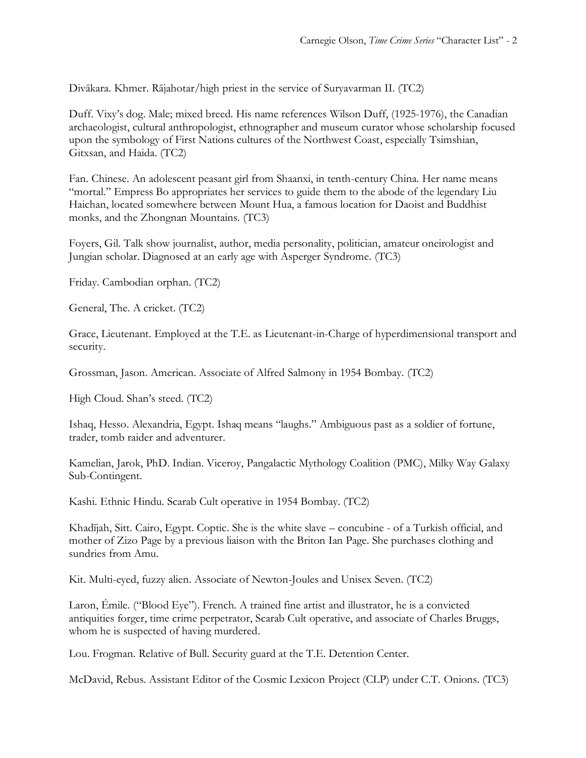Divākara. Khmer. Rājahotar/high priest in the service of Suryavarman II. (TC2)

Duff. Vixy's dog. Male; mixed breed. His name references Wilson Duff, (1925-1976), the Canadian archaeologist, cultural anthropologist, ethnographer and museum curator whose scholarship focused upon the symbology of First Nations cultures of the Northwest Coast, especially Tsimshian, Gitxsan, and Haida. (TC2)

Fan. Chinese. An adolescent peasant girl from Shaanxi, in tenth-century China. Her name means "mortal." Empress Bo appropriates her services to guide them to the abode of the legendary Liu Haichan, located somewhere between Mount Hua, a famous location for Daoist and Buddhist monks, and the Zhongnan Mountains. (TC3)

Foyers, Gil. Talk show journalist, author, media personality, politician, amateur oneirologist and Jungian scholar. Diagnosed at an early age with Asperger Syndrome. (TC3)

Friday. Cambodian orphan. (TC2)

General, The. A cricket. (TC2)

Grace, Lieutenant. Employed at the T.E. as Lieutenant-in-Charge of hyperdimensional transport and security.

Grossman, Jason. American. Associate of Alfred Salmony in 1954 Bombay. (TC2)

High Cloud. Shan's steed. (TC2)

Ishaq, Hesso. Alexandria, Egypt. Ishaq means "laughs." Ambiguous past as a soldier of fortune, trader, tomb raider and adventurer.

Kamelian, Jarok, PhD. Indian. Viceroy, Pangalactic Mythology Coalition (PMC), Milky Way Galaxy Sub-Contingent.

Kashi. Ethnic Hindu. Scarab Cult operative in 1954 Bombay. (TC2)

Khadījah, Sitt. Cairo, Egypt. Coptic. She is the white slave – concubine - of a Turkish official, and mother of Zizo Page by a previous liaison with the Briton Ian Page. She purchases clothing and sundries from Amu.

Kit. Multi-eyed, fuzzy alien. Associate of Newton-Joules and Unisex Seven. (TC2)

Laron, Émile. ("Blood Eye"). French. A trained fine artist and illustrator, he is a convicted antiquities forger, time crime perpetrator, Scarab Cult operative, and associate of Charles Bruggs, whom he is suspected of having murdered.

Lou. Frogman. Relative of Bull. Security guard at the T.E. Detention Center.

McDavid, Rebus. Assistant Editor of the Cosmic Lexicon Project (CLP) under C.T. Onions. (TC3)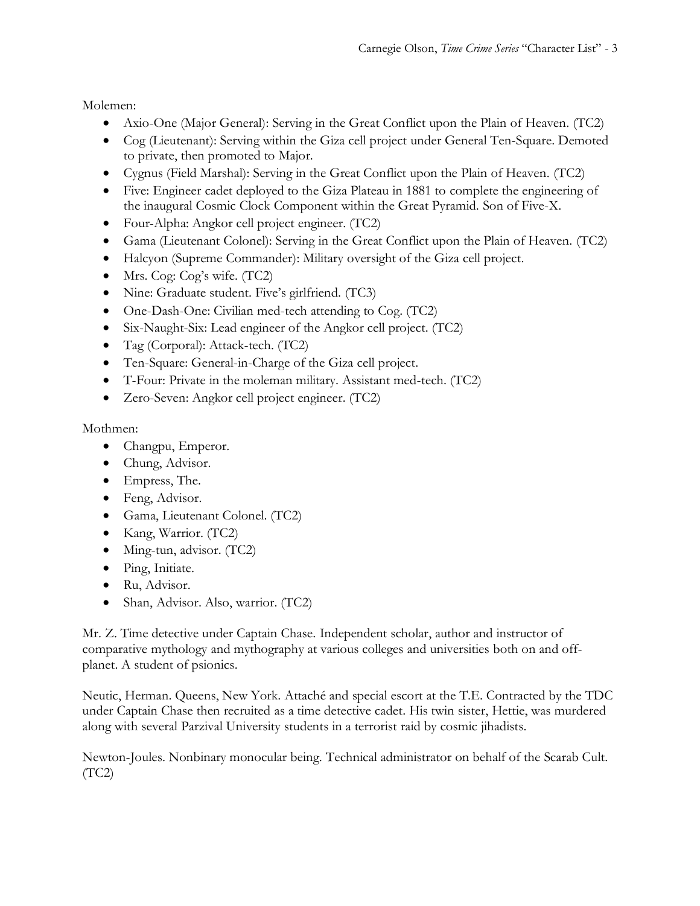Molemen:

- Axio-One (Major General): Serving in the Great Conflict upon the Plain of Heaven. (TC2)
- Cog (Lieutenant): Serving within the Giza cell project under General Ten-Square. Demoted to private, then promoted to Major.
- Cygnus (Field Marshal): Serving in the Great Conflict upon the Plain of Heaven. (TC2)
- Five: Engineer cadet deployed to the Giza Plateau in 1881 to complete the engineering of the inaugural Cosmic Clock Component within the Great Pyramid. Son of Five-X.
- Four-Alpha: Angkor cell project engineer. (TC2)
- Gama (Lieutenant Colonel): Serving in the Great Conflict upon the Plain of Heaven. (TC2)
- Halcyon (Supreme Commander): Military oversight of the Giza cell project.
- Mrs. Cog: Cog's wife. (TC2)
- Nine: Graduate student. Five's girlfriend. (TC3)
- One-Dash-One: Civilian med-tech attending to Cog. (TC2)
- Six-Naught-Six: Lead engineer of the Angkor cell project. (TC2)
- Tag (Corporal): Attack-tech. (TC2)
- Ten-Square: General-in-Charge of the Giza cell project.
- T-Four: Private in the moleman military. Assistant med-tech. (TC2)
- Zero-Seven: Angkor cell project engineer. (TC2)

Mothmen:

- Changpu, Emperor.
- Chung, Advisor.
- Empress, The.
- Feng, Advisor.
- Gama, Lieutenant Colonel. (TC2)
- Kang, Warrior. (TC2)
- Ming-tun, advisor. (TC2)
- Ping, Initiate.
- Ru, Advisor.
- Shan, Advisor. Also, warrior. (TC2)

Mr. Z. Time detective under Captain Chase. Independent scholar, author and instructor of comparative mythology and mythography at various colleges and universities both on and off-planet. A student of psionics.

Neutic, Herman. Queens, New York. Attaché and special escort at the T.E. Contracted by the TDC under Captain Chase then recruited as a time detective cadet. His twin sister, Hettie, was murdered along with several Parzival University students in a terrorist raid by cosmic jihadists.

Newton-Joules. Nonbinary monocular being. Technical administrator on behalf of the Scarab Cult. (TC2)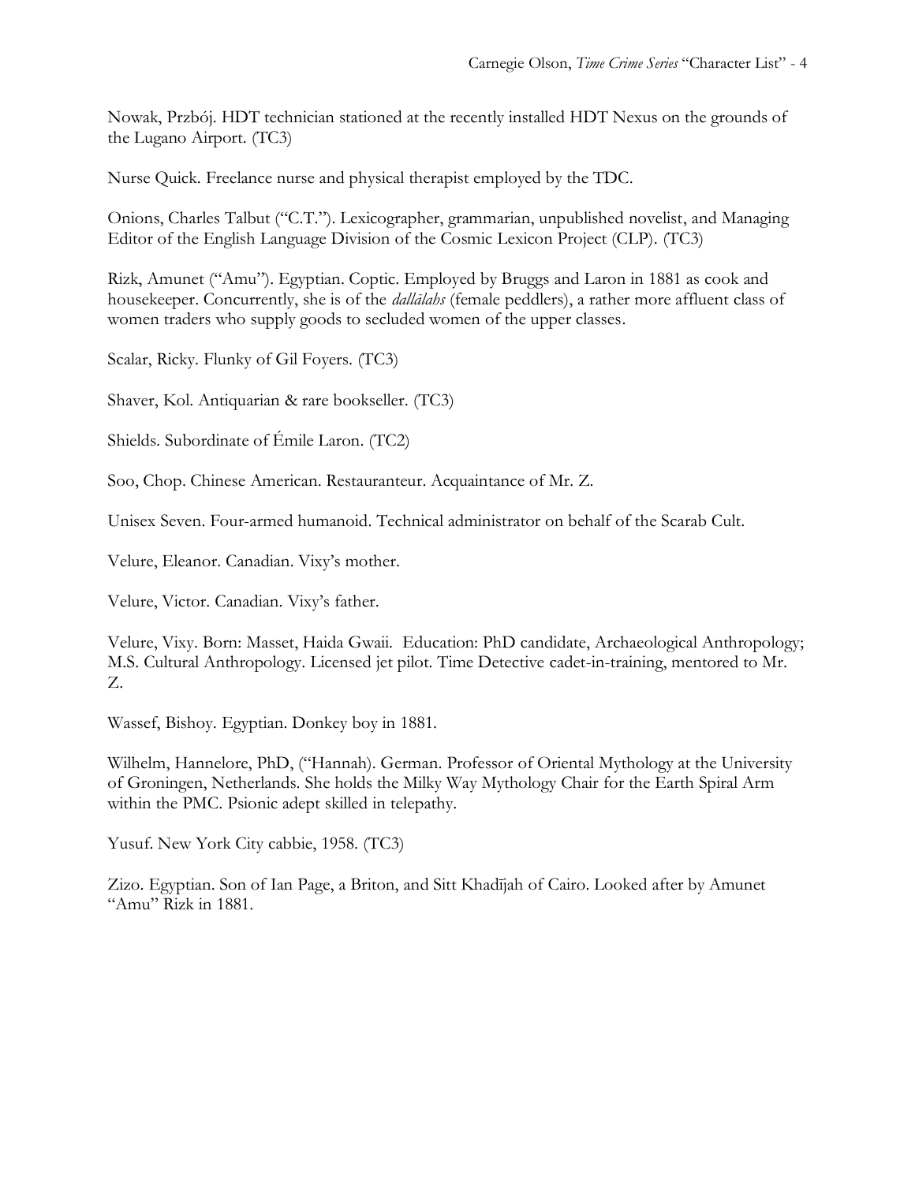Nowak, Przbój. HDT technician stationed at the recently installed HDT Nexus on the grounds of the Lugano Airport. (TC3)

Nurse Quick. Freelance nurse and physical therapist employed by the TDC.

Onions, Charles Talbut ("C.T."). Lexicographer, grammarian, unpublished novelist, and Managing Editor of the English Language Division of the Cosmic Lexicon Project (CLP). (TC3)

Rizk, Amunet ("Amu"). Egyptian. Coptic. Employed by Bruggs and Laron in 1881 as cook and housekeeper. Concurrently, she is of the *dallālahs* (female peddlers), a rather more affluent class of women traders who supply goods to secluded women of the upper classes.

Scalar, Ricky. Flunky of Gil Foyers. (TC3)

Shaver, Kol. Antiquarian & rare bookseller. (TC3)

Shields. Subordinate of Émile Laron. (TC2)

Soo, Chop. Chinese American. Restauranteur. Acquaintance of Mr. Z.

Unisex Seven. Four-armed humanoid. Technical administrator on behalf of the Scarab Cult.

Velure, Eleanor. Canadian. Vixy's mother.

Velure, Victor. Canadian. Vixy's father.

Velure, Vixy. Born: Masset, Haida Gwaii. Education: PhD candidate, Archaeological Anthropology; M.S. Cultural Anthropology. Licensed jet pilot. Time Detective cadet-in-training, mentored to Mr. Z.

Wassef, Bishoy. Egyptian. Donkey boy in 1881.

Wilhelm, Hannelore, PhD, ("Hannah). German. Professor of Oriental Mythology at the University of Groningen, Netherlands. She holds the Milky Way Mythology Chair for the Earth Spiral Arm within the PMC. Psionic adept skilled in telepathy.

Yusuf. New York City cabbie, 1958. (TC3)

Zizo. Egyptian. Son of Ian Page, a Briton, and Sitt Khadījah of Cairo. Looked after by Amunet "Amu" Rizk in 1881.